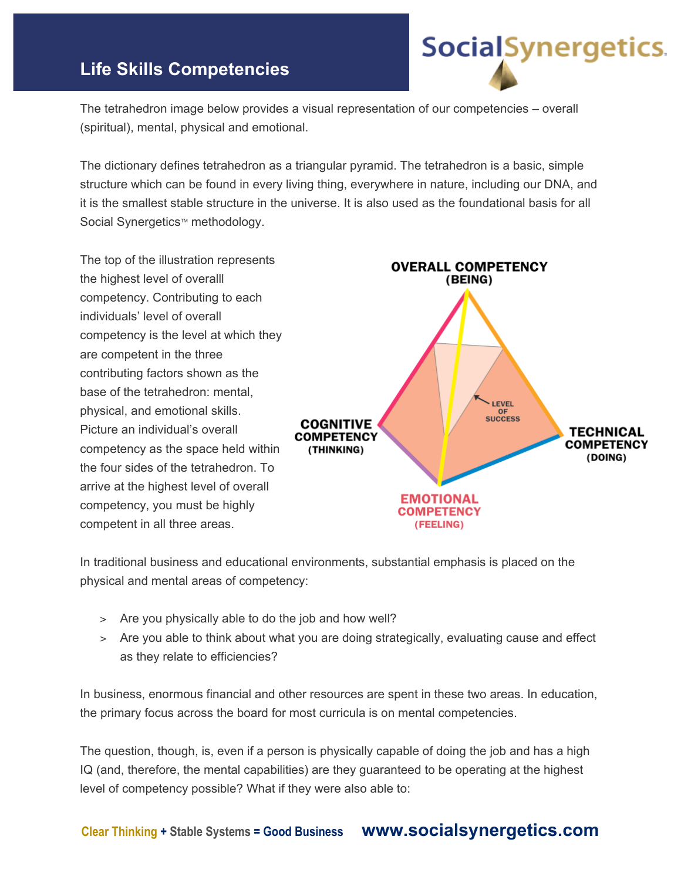# Life Skills Competencies

The tetrahedron image below provides a visual representation of our competencies – overall (spiritual), mental, physical and emotional.

The dictionary defines tetrahedron as a triangular pyramid. The tetrahedron is a basic, simple structure which can be found in every living thing, everywhere in nature, including our DNA, and it is the smallest stable structure in the universe. It is also used as the foundational basis for all Social Synergetics™ methodology.

The top of the illustration represents the highest level of overalll competency. Contributing to each individuals' level of overall competency is the level at which they are competent in the three contributing factors shown as the base of the tetrahedron: mental, physical, and emotional skills. Picture an individual's overall competency as the space held within the four sides of the tetrahedron. To arrive at the highest level of overall competency, you must be highly competent in all three areas.

OVERALL COMPETENCY (BEING)

COGNITIVE COMPETENCY (THINKING)

TECHNICAL COMPETENCY (DOING)

EMOTIONAL COMPETENCY (FEELING)

LEVEL OF SUCCESS

In traditional business and educational environments, substantial emphasis is placed on the physical and mental areas of competency:

- Are you physically able to do the job and how well?
- Are you able to think about what you are doing strategically, evaluating cause and effect as they relate to efficiencies?

In business, enormous financial and other resources are spent in these two areas. In education, the primary focus across the board for most curricula is on mental competencies.

The question, though, is, even if a person is physically capable of doing the job and has a high IQ (and, therefore, the mental capabilities) are they guaranteed to be operating at the highest level of competency possible? What if they were also able to: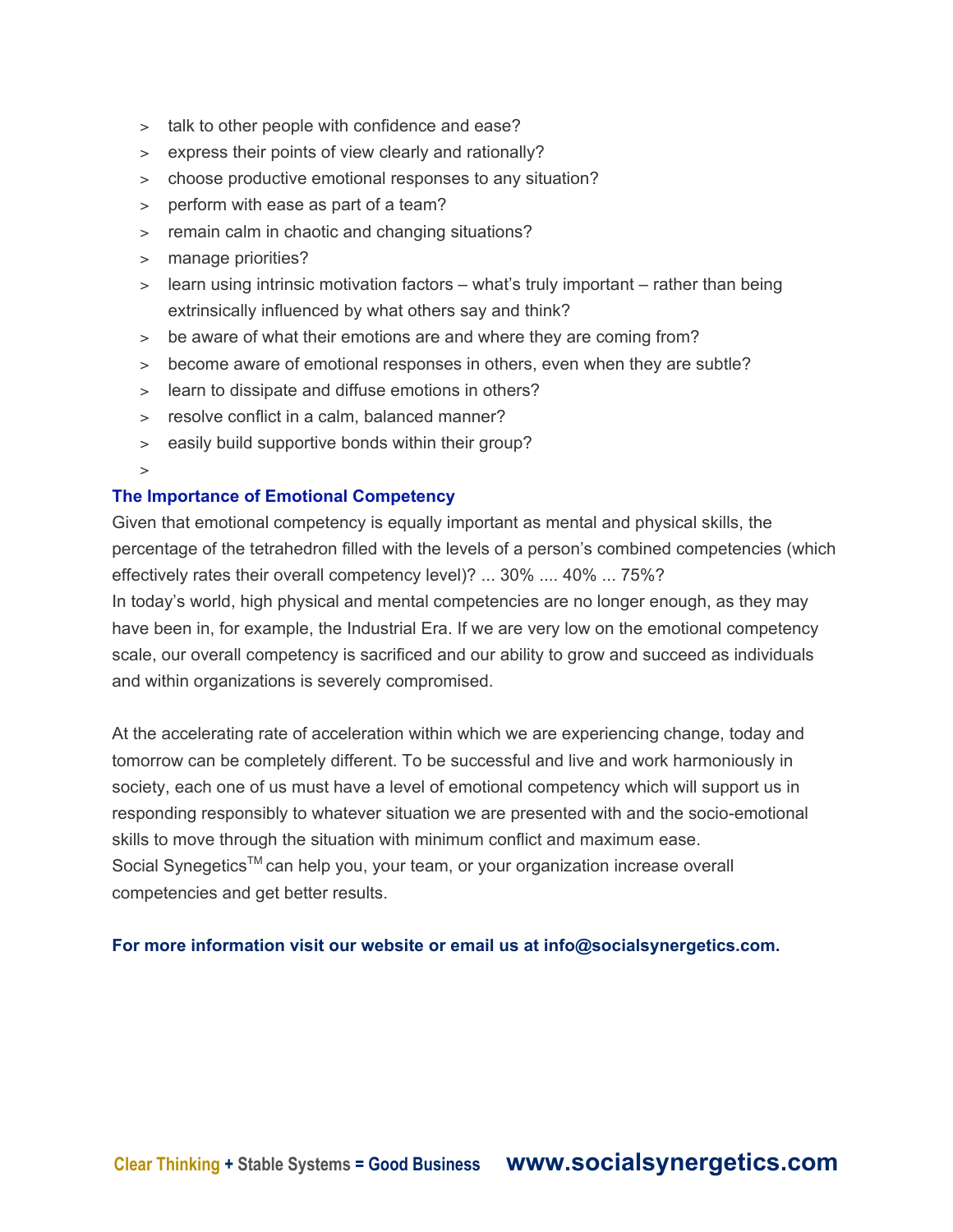- talk to other people with confidence and ease?
- express their points of view clearly and rationally?
- choose productive emotional responses to any situation?
- perform with ease as part of a team?
- remain calm in chaotic and changing situations?
- manage priorities?
- learn using intrinsic motivation factors – what's truly important – rather than being extrinsically influenced by what others say and think?
- be aware of what their emotions are and where they are coming from?
- become aware of emotional responses in others, even when they are subtle?
- learn to dissipate and diffuse emotions in others?
- resolve conflict in a calm, balanced manner?
- easily build supportive bonds within their group?

### The Importance of Emotional Competency

Given that emotional competency is equally important as mental and physical skills, the percentage of the tetrahedron filled with the levels of a person's combined competencies (which effectively rates their overall competency level)? ... 30% .... 40% ... 75%?
In today's world, high physical and mental competencies are no longer enough, as they may have been in, for example, the Industrial Era. If we are very low on the emotional competency scale, our overall competency is sacrificed and our ability to grow and succeed as individuals and within organizations is severely compromised.

At the accelerating rate of acceleration within which we are experiencing change, today and tomorrow can be completely different. To be successful and live and work harmoniously in society, each one of us must have a level of emotional competency which will support us in responding responsibly to whatever situation we are presented with and the socio-emotional skills to move through the situation with minimum conflict and maximum ease.
Social Synegetics™ can help you, your team, or your organization increase overall competencies and get better results.

**For more information visit our website or email us at info@socialsynergetics.com.**

**Clear Thinking + Stable Systems = Good Business** **www.socialsynergetics.com**